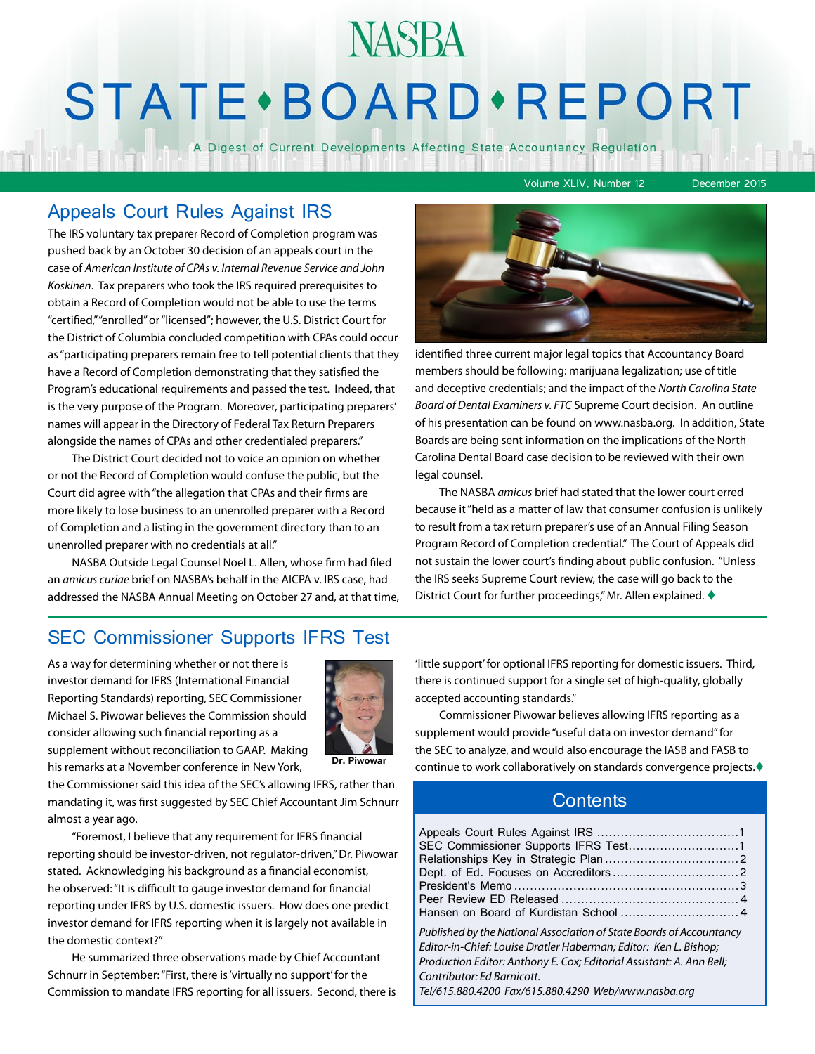# NASBA STATE•BOARD•REPORT

A Digest of Current Developments Affecting State Accountancy Regulation

Volume XLIV, Number 12 — December 2015

## Appeals Court Rules Against IRS

The IRS voluntary tax preparer Record of Completion program was pushed back by an October 30 decision of an appeals court in the case of *American Institute of CPAs v. Internal Revenue Service and John Koskinen*. Tax preparers who took the IRS required prerequisites to obtain a Record of Completion would not be able to use the terms "certified," "enrolled" or "licensed"; however, the U.S. District Court for the District of Columbia concluded competition with CPAs could occur as "participating preparers remain free to tell potential clients that they have a Record of Completion demonstrating that they satisfied the Program's educational requirements and passed the test. Indeed, that is the very purpose of the Program. Moreover, participating preparers' names will appear in the Directory of Federal Tax Return Preparers alongside the names of CPAs and other credentialed preparers."

The District Court decided not to voice an opinion on whether or not the Record of Completion would confuse the public, but the Court did agree with "the allegation that CPAs and their firms are more likely to lose business to an unenrolled preparer with a Record of Completion and a listing in the government directory than to an unenrolled preparer with no credentials at all."

NASBA Outside Legal Counsel Noel L. Allen, whose firm had filed an *amicus curiae* brief on NASBA's behalf in the AICPA v. IRS case, had addressed the NASBA Annual Meeting on October 27 and, at that time, identified three current major legal topics that Accountancy Board members should be following: marijuana legalization; use of title and deceptive credentials; and the impact of the *North Carolina State Board of Dental Examiners v. FTC* Supreme Court decision. An outline of his presentation can be found on www.nasba.org. In addition, State Boards are being sent information on the implications of the North Carolina Dental Board case decision to be reviewed with their own legal counsel.

The NASBA *amicus* brief had stated that the lower court erred because it "held as a matter of law that consumer confusion is unlikely to result from a tax return preparer's use of an Annual Filing Season Program Record of Completion credential." The Court of Appeals did not sustain the lower court's finding about public confusion. "Unless the IRS seeks Supreme Court review, the case will go back to the District Court for further proceedings," Mr. Allen explained. ♦

## SEC Commissioner Supports IFRS Test

As a way for determining whether or not there is investor demand for IFRS (International Financial Reporting Standards) reporting, SEC Commissioner Michael S. Piwowar believes the Commission should consider allowing such financial reporting as a supplement without reconciliation to GAAP. Making his remarks at a November conference in New York, the Commissioner said this idea of the SEC's allowing IFRS, rather than mandating it, was first suggested by SEC Chief Accountant Jim Schnurr almost a year ago.

Dr. Piwowar

"Foremost, I believe that any requirement for IFRS financial reporting should be investor-driven, not regulator-driven," Dr. Piwowar stated. Acknowledging his background as a financial economist, he observed: "It is difficult to gauge investor demand for financial reporting under IFRS by U.S. domestic issuers. How does one predict investor demand for IFRS reporting when it is largely not available in the domestic context?"

He summarized three observations made by Chief Accountant Schnurr in September: "First, there is 'virtually no support' for the Commission to mandate IFRS reporting for all issuers. Second, there is 'little support' for optional IFRS reporting for domestic issuers. Third, there is continued support for a single set of high-quality, globally accepted accounting standards."

Commissioner Piwowar believes allowing IFRS reporting as a supplement would provide "useful data on investor demand" for the SEC to analyze, and would also encourage the IASB and FASB to continue to work collaboratively on standards convergence projects. ♦

## Contents

| | |
|---|---|
| Appeals Court Rules Against IRS | 1 |
| SEC Commissioner Supports IFRS Test | 1 |
| Relationships Key in Strategic Plan | 2 |
| Dept. of Ed. Focuses on Accreditors | 2 |
| President's Memo | 3 |
| Peer Review ED Released | 4 |
| Hansen on Board of Kurdistan School | 4 |

*Published by the National Association of State Boards of Accountancy*
*Editor-in-Chief: Louise Dratler Haberman; Editor: Ken L. Bishop;*
*Production Editor: Anthony E. Cox; Editorial Assistant: A. Ann Bell;*
*Contributor: Ed Barnicott.*
*Tel/615.880.4200 Fax/615.880.4290 Web/www.nasba.org*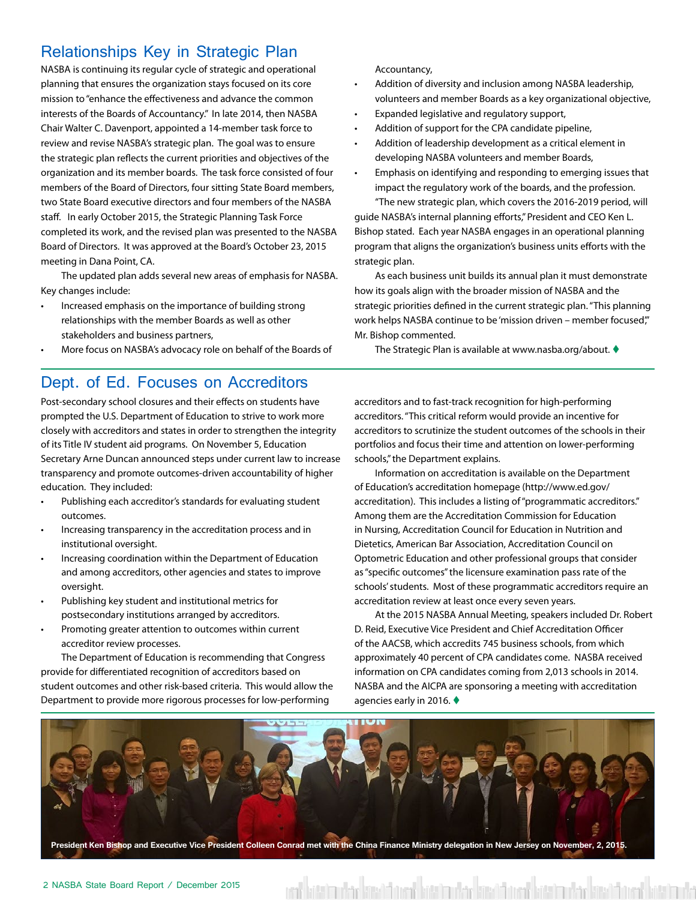## Relationships Key in Strategic Plan

NASBA is continuing its regular cycle of strategic and operational planning that ensures the organization stays focused on its core mission to "enhance the effectiveness and advance the common interests of the Boards of Accountancy." In late 2014, then NASBA Chair Walter C. Davenport, appointed a 14-member task force to review and revise NASBA's strategic plan. The goal was to ensure the strategic plan reflects the current priorities and objectives of the organization and its member boards. The task force consisted of four members of the Board of Directors, four sitting State Board members, two State Board executive directors and four members of the NASBA staff. In early October 2015, the Strategic Planning Task Force completed its work, and the revised plan was presented to the NASBA Board of Directors. It was approved at the Board's October 23, 2015 meeting in Dana Point, CA.

The updated plan adds several new areas of emphasis for NASBA. Key changes include:

- Increased emphasis on the importance of building strong relationships with the member Boards as well as other stakeholders and business partners,
- More focus on NASBA's advocacy role on behalf of the Boards of Accountancy,
- Addition of diversity and inclusion among NASBA leadership, volunteers and member Boards as a key organizational objective,
- Expanded legislative and regulatory support,
- Addition of support for the CPA candidate pipeline,
- Addition of leadership development as a critical element in developing NASBA volunteers and member Boards,
- Emphasis on identifying and responding to emerging issues that impact the regulatory work of the boards, and the profession.

"The new strategic plan, which covers the 2016-2019 period, will guide NASBA's internal planning efforts," President and CEO Ken L. Bishop stated. Each year NASBA engages in an operational planning program that aligns the organization's business units efforts with the strategic plan.

As each business unit builds its annual plan it must demonstrate how its goals align with the broader mission of NASBA and the strategic priorities defined in the current strategic plan. "This planning work helps NASBA continue to be 'mission driven – member focused,'" Mr. Bishop commented.

The Strategic Plan is available at www.nasba.org/about. ♦

## Dept. of Ed. Focuses on Accreditors

Post-secondary school closures and their effects on students have prompted the U.S. Department of Education to strive to work more closely with accreditors and states in order to strengthen the integrity of its Title IV student aid programs. On November 5, Education Secretary Arne Duncan announced steps under current law to increase transparency and promote outcomes-driven accountability of higher education. They included:

- Publishing each accreditor's standards for evaluating student outcomes.
- Increasing transparency in the accreditation process and in institutional oversight.
- Increasing coordination within the Department of Education and among accreditors, other agencies and states to improve oversight.
- Publishing key student and institutional metrics for postsecondary institutions arranged by accreditors.
- Promoting greater attention to outcomes within current accreditor review processes.

The Department of Education is recommending that Congress provide for differentiated recognition of accreditors based on student outcomes and other risk-based criteria. This would allow the Department to provide more rigorous processes for low-performing accreditors and to fast-track recognition for high-performing accreditors. "This critical reform would provide an incentive for accreditors to scrutinize the student outcomes of the schools in their portfolios and focus their time and attention on lower-performing schools," the Department explains.

Information on accreditation is available on the Department of Education's accreditation homepage (http://www.ed.gov/accreditation). This includes a listing of "programmatic accreditors." Among them are the Accreditation Commission for Education in Nursing, Accreditation Council for Education in Nutrition and Dietetics, American Bar Association, Accreditation Council on Optometric Education and other professional groups that consider as "specific outcomes" the licensure examination pass rate of the schools' students. Most of these programmatic accreditors require an accreditation review at least once every seven years.

At the 2015 NASBA Annual Meeting, speakers included Dr. Robert D. Reid, Executive Vice President and Chief Accreditation Officer of the AACSB, which accredits 745 business schools, from which approximately 40 percent of CPA candidates come. NASBA received information on CPA candidates coming from 2,013 schools in 2014. NASBA and the AICPA are sponsoring a meeting with accreditation agencies early in 2016. ♦

**President Ken Bishop and Executive Vice President Colleen Conrad met with the China Finance Ministry delegation in New Jersey on November, 2, 2015.**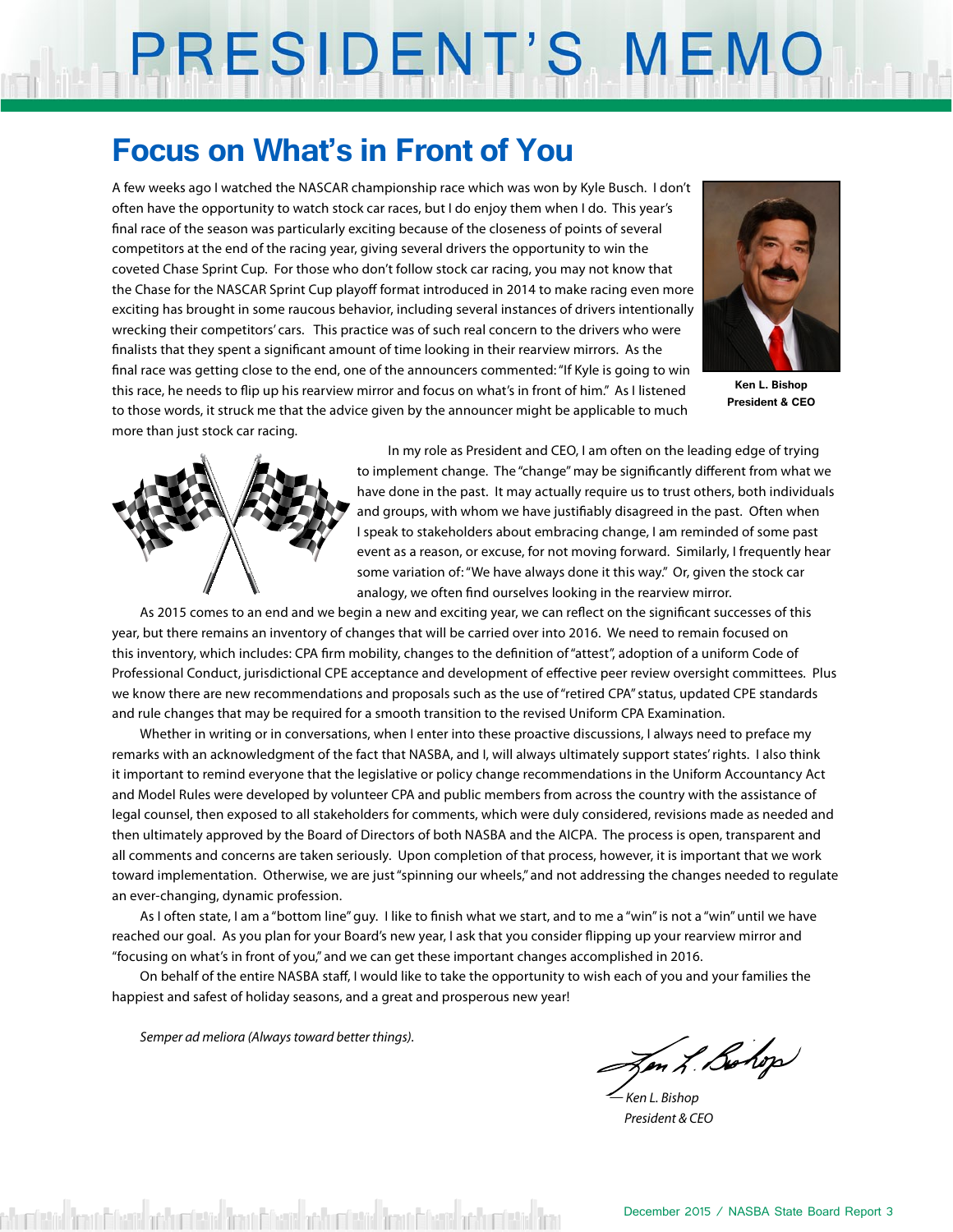# PRESIDENT'S MEMO

## Focus on What's in Front of You

A few weeks ago I watched the NASCAR championship race which was won by Kyle Busch. I don't often have the opportunity to watch stock car races, but I do enjoy them when I do. This year's final race of the season was particularly exciting because of the closeness of points of several competitors at the end of the racing year, giving several drivers the opportunity to win the coveted Chase Sprint Cup. For those who don't follow stock car racing, you may not know that the Chase for the NASCAR Sprint Cup playoff format introduced in 2014 to make racing even more exciting has brought in some raucous behavior, including several instances of drivers intentionally wrecking their competitors' cars. This practice was of such real concern to the drivers who were finalists that they spent a significant amount of time looking in their rearview mirrors. As the final race was getting close to the end, one of the announcers commented: "If Kyle is going to win this race, he needs to flip up his rearview mirror and focus on what's in front of him." As I listened to those words, it struck me that the advice given by the announcer might be applicable to much more than just stock car racing.

**Ken L. Bishop**
**President & CEO**

In my role as President and CEO, I am often on the leading edge of trying to implement change. The "change" may be significantly different from what we have done in the past. It may actually require us to trust others, both individuals and groups, with whom we have justifiably disagreed in the past. Often when I speak to stakeholders about embracing change, I am reminded of some past event as a reason, or excuse, for not moving forward. Similarly, I frequently hear some variation of: "We have always done it this way." Or, given the stock car analogy, we often find ourselves looking in the rearview mirror.

As 2015 comes to an end and we begin a new and exciting year, we can reflect on the significant successes of this year, but there remains an inventory of changes that will be carried over into 2016. We need to remain focused on this inventory, which includes: CPA firm mobility, changes to the definition of "attest", adoption of a uniform Code of Professional Conduct, jurisdictional CPE acceptance and development of effective peer review oversight committees. Plus we know there are new recommendations and proposals such as the use of "retired CPA" status, updated CPE standards and rule changes that may be required for a smooth transition to the revised Uniform CPA Examination.

Whether in writing or in conversations, when I enter into these proactive discussions, I always need to preface my remarks with an acknowledgment of the fact that NASBA, and I, will always ultimately support states' rights. I also think it important to remind everyone that the legislative or policy change recommendations in the Uniform Accountancy Act and Model Rules were developed by volunteer CPA and public members from across the country with the assistance of legal counsel, then exposed to all stakeholders for comments, which were duly considered, revisions made as needed and then ultimately approved by the Board of Directors of both NASBA and the AICPA. The process is open, transparent and all comments and concerns are taken seriously. Upon completion of that process, however, it is important that we work toward implementation. Otherwise, we are just "spinning our wheels," and not addressing the changes needed to regulate an ever-changing, dynamic profession.

As I often state, I am a "bottom line" guy. I like to finish what we start, and to me a "win" is not a "win" until we have reached our goal. As you plan for your Board's new year, I ask that you consider flipping up your rearview mirror and "focusing on what's in front of you," and we can get these important changes accomplished in 2016.

On behalf of the entire NASBA staff, I would like to take the opportunity to wish each of you and your families the happiest and safest of holiday seasons, and a great and prosperous new year!

*Semper ad meliora (Always toward better things).*

*— Ken L. Bishop*
*President & CEO*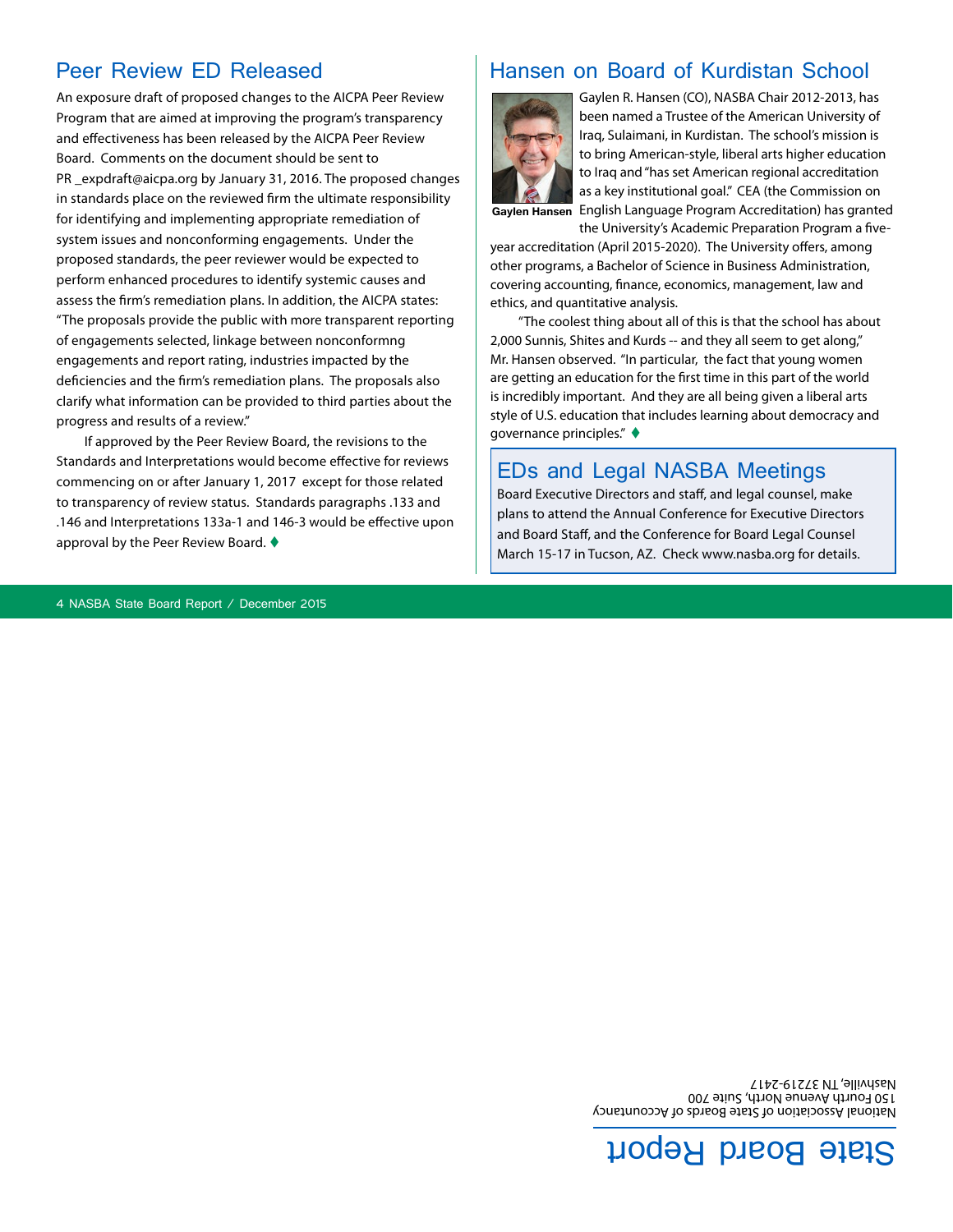## Peer Review ED Released

An exposure draft of proposed changes to the AICPA Peer Review Program that are aimed at improving the program's transparency and effectiveness has been released by the AICPA Peer Review Board. Comments on the document should be sent to PR _expdraft@aicpa.org by January 31, 2016. The proposed changes in standards place on the reviewed firm the ultimate responsibility for identifying and implementing appropriate remediation of system issues and nonconforming engagements. Under the proposed standards, the peer reviewer would be expected to perform enhanced procedures to identify systemic causes and assess the firm's remediation plans. In addition, the AICPA states: "The proposals provide the public with more transparent reporting of engagements selected, linkage between nonconformng engagements and report rating, industries impacted by the deficiencies and the firm's remediation plans. The proposals also clarify what information can be provided to third parties about the progress and results of a review."

If approved by the Peer Review Board, the revisions to the Standards and Interpretations would become effective for reviews commencing on or after January 1, 2017 except for those related to transparency of review status. Standards paragraphs .133 and .146 and Interpretations 133a-1 and 146-3 would be effective upon approval by the Peer Review Board. ♦

## Hansen on Board of Kurdistan School

Gaylen Hansen

Gaylen R. Hansen (CO), NASBA Chair 2012-2013, has been named a Trustee of the American University of Iraq, Sulaimani, in Kurdistan. The school's mission is to bring American-style, liberal arts higher education to Iraq and "has set American regional accreditation as a key institutional goal." CEA (the Commission on English Language Program Accreditation) has granted the University's Academic Preparation Program a five-year accreditation (April 2015-2020). The University offers, among other programs, a Bachelor of Science in Business Administration, covering accounting, finance, economics, management, law and ethics, and quantitative analysis.

"The coolest thing about all of this is that the school has about 2,000 Sunnis, Shites and Kurds -- and they all seem to get along," Mr. Hansen observed. "In particular, the fact that young women are getting an education for the first time in this part of the world is incredibly important. And they are all being given a liberal arts style of U.S. education that includes learning about democracy and governance principles." ♦

## EDs and Legal NASBA Meetings

Board Executive Directors and staff, and legal counsel, make plans to attend the Annual Conference for Executive Directors and Board Staff, and the Conference for Board Legal Counsel March 15-17 in Tucson, AZ. Check www.nasba.org for details.

# State Board Report

National Association of State Boards of Accountancy
150 Fourth Avenue North, Suite 700
Nashville, TN 37219-2417